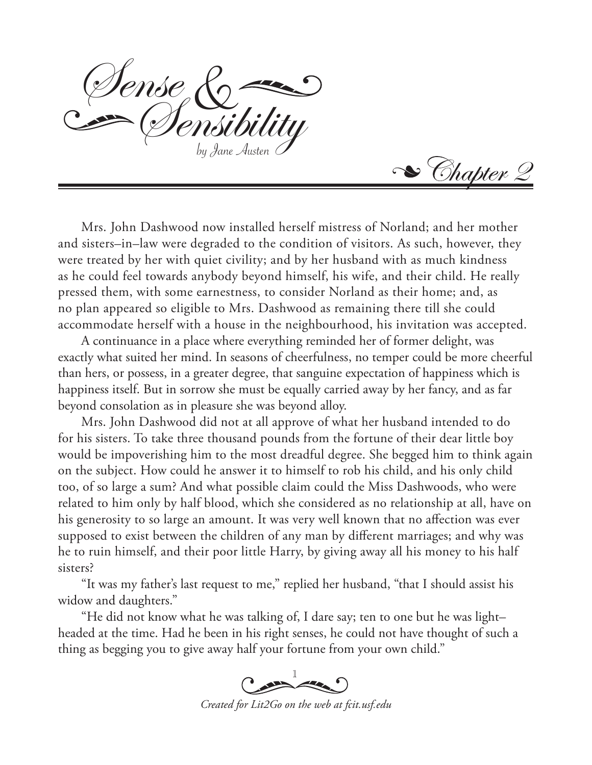# Sense & Sensibility

*by Jane Austen*

## Chapter 2

Mrs. John Dashwood now installed herself mistress of Norland; and her mother and sisters–in–law were degraded to the condition of visitors. As such, however, they were treated by her with quiet civility; and by her husband with as much kindness as he could feel towards anybody beyond himself, his wife, and their child. He really pressed them, with some earnestness, to consider Norland as their home; and, as no plan appeared so eligible to Mrs. Dashwood as remaining there till she could accommodate herself with a house in the neighbourhood, his invitation was accepted.

A continuance in a place where everything reminded her of former delight, was exactly what suited her mind. In seasons of cheerfulness, no temper could be more cheerful than hers, or possess, in a greater degree, that sanguine expectation of happiness which is happiness itself. But in sorrow she must be equally carried away by her fancy, and as far beyond consolation as in pleasure she was beyond alloy.

Mrs. John Dashwood did not at all approve of what her husband intended to do for his sisters. To take three thousand pounds from the fortune of their dear little boy would be impoverishing him to the most dreadful degree. She begged him to think again on the subject. How could he answer it to himself to rob his child, and his only child too, of so large a sum? And what possible claim could the Miss Dashwoods, who were related to him only by half blood, which she considered as no relationship at all, have on his generosity to so large an amount. It was very well known that no affection was ever supposed to exist between the children of any man by different marriages; and why was he to ruin himself, and their poor little Harry, by giving away all his money to his half sisters?

"It was my father's last request to me," replied her husband, "that I should assist his widow and daughters."

"He did not know what he was talking of, I dare say; ten to one but he was light–headed at the time. Had he been in his right senses, he could not have thought of such a thing as begging you to give away half your fortune from your own child."

*Created for Lit2Go on the web at fcit.usf.edu*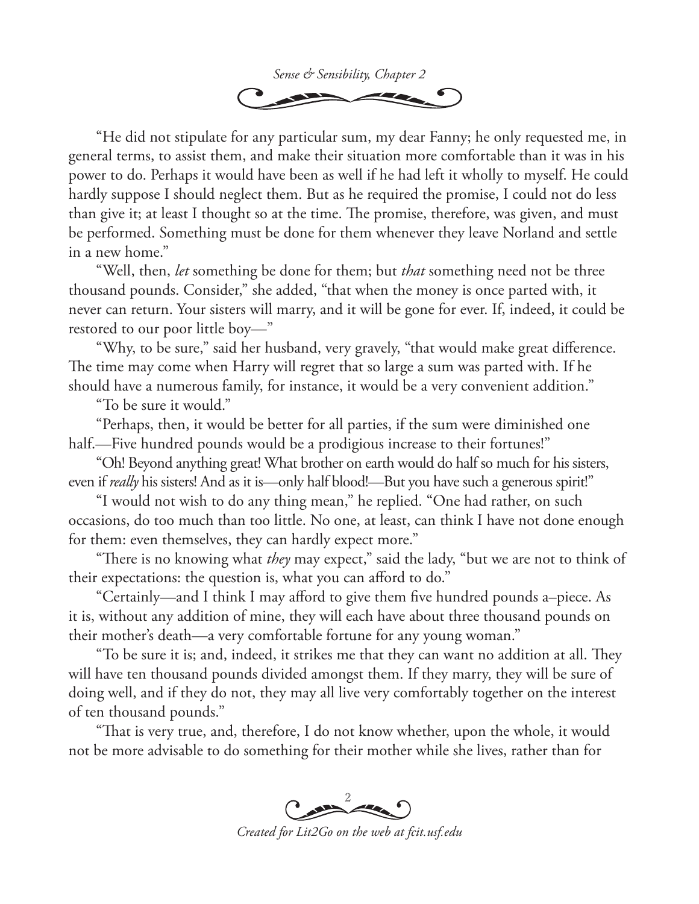"He did not stipulate for any particular sum, my dear Fanny; he only requested me, in general terms, to assist them, and make their situation more comfortable than it was in his power to do. Perhaps it would have been as well if he had left it wholly to myself. He could hardly suppose I should neglect them. But as he required the promise, I could not do less than give it; at least I thought so at the time. The promise, therefore, was given, and must be performed. Something must be done for them whenever they leave Norland and settle in a new home."

"Well, then, *let* something be done for them; but *that* something need not be three thousand pounds. Consider," she added, "that when the money is once parted with, it never can return. Your sisters will marry, and it will be gone for ever. If, indeed, it could be restored to our poor little boy—"

"Why, to be sure," said her husband, very gravely, "that would make great difference. The time may come when Harry will regret that so large a sum was parted with. If he should have a numerous family, for instance, it would be a very convenient addition."

"To be sure it would."

"Perhaps, then, it would be better for all parties, if the sum were diminished one half.—Five hundred pounds would be a prodigious increase to their fortunes!"

"Oh! Beyond anything great! What brother on earth would do half so much for his sisters, even if *really* his sisters! And as it is—only half blood!—But you have such a generous spirit!"

"I would not wish to do any thing mean," he replied. "One had rather, on such occasions, do too much than too little. No one, at least, can think I have not done enough for them: even themselves, they can hardly expect more."

"There is no knowing what *they* may expect," said the lady, "but we are not to think of their expectations: the question is, what you can afford to do."

"Certainly—and I think I may afford to give them five hundred pounds a–piece. As it is, without any addition of mine, they will each have about three thousand pounds on their mother's death—a very comfortable fortune for any young woman."

"To be sure it is; and, indeed, it strikes me that they can want no addition at all. They will have ten thousand pounds divided amongst them. If they marry, they will be sure of doing well, and if they do not, they may all live very comfortably together on the interest of ten thousand pounds."

"That is very true, and, therefore, I do not know whether, upon the whole, it would not be more advisable to do something for their mother while she lives, rather than for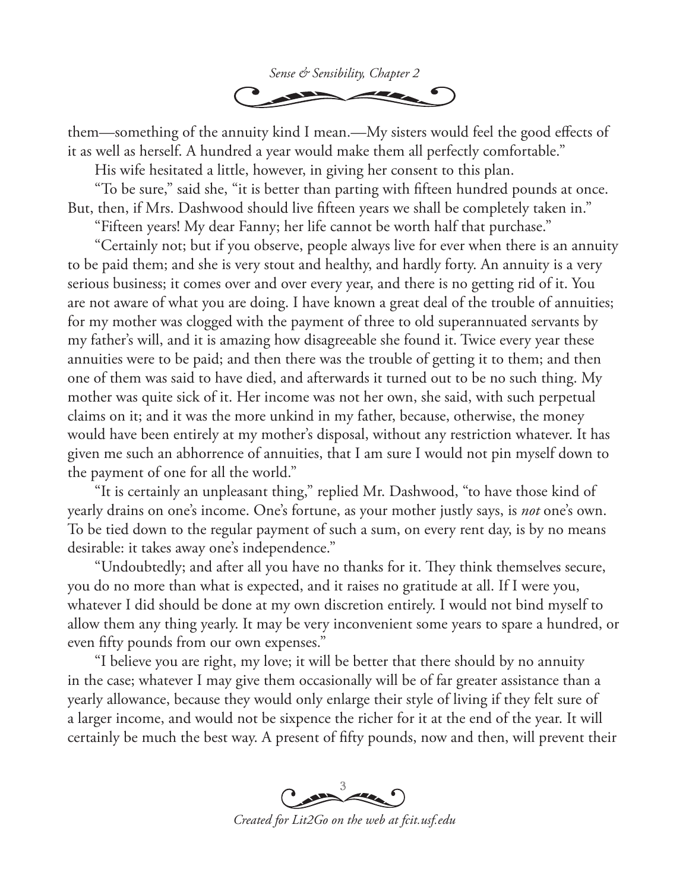them—something of the annuity kind I mean.—My sisters would feel the good effects of it as well as herself. A hundred a year would make them all perfectly comfortable."

His wife hesitated a little, however, in giving her consent to this plan.

"To be sure," said she, "it is better than parting with fifteen hundred pounds at once. But, then, if Mrs. Dashwood should live fifteen years we shall be completely taken in."

"Fifteen years! My dear Fanny; her life cannot be worth half that purchase."

"Certainly not; but if you observe, people always live for ever when there is an annuity to be paid them; and she is very stout and healthy, and hardly forty. An annuity is a very serious business; it comes over and over every year, and there is no getting rid of it. You are not aware of what you are doing. I have known a great deal of the trouble of annuities; for my mother was clogged with the payment of three to old superannuated servants by my father's will, and it is amazing how disagreeable she found it. Twice every year these annuities were to be paid; and then there was the trouble of getting it to them; and then one of them was said to have died, and afterwards it turned out to be no such thing. My mother was quite sick of it. Her income was not her own, she said, with such perpetual claims on it; and it was the more unkind in my father, because, otherwise, the money would have been entirely at my mother's disposal, without any restriction whatever. It has given me such an abhorrence of annuities, that I am sure I would not pin myself down to the payment of one for all the world."

"It is certainly an unpleasant thing," replied Mr. Dashwood, "to have those kind of yearly drains on one's income. One's fortune, as your mother justly says, is *not* one's own. To be tied down to the regular payment of such a sum, on every rent day, is by no means desirable: it takes away one's independence."

"Undoubtedly; and after all you have no thanks for it. They think themselves secure, you do no more than what is expected, and it raises no gratitude at all. If I were you, whatever I did should be done at my own discretion entirely. I would not bind myself to allow them any thing yearly. It may be very inconvenient some years to spare a hundred, or even fifty pounds from our own expenses."

"I believe you are right, my love; it will be better that there should by no annuity in the case; whatever I may give them occasionally will be of far greater assistance than a yearly allowance, because they would only enlarge their style of living if they felt sure of a larger income, and would not be sixpence the richer for it at the end of the year. It will certainly be much the best way. A present of fifty pounds, now and then, will prevent their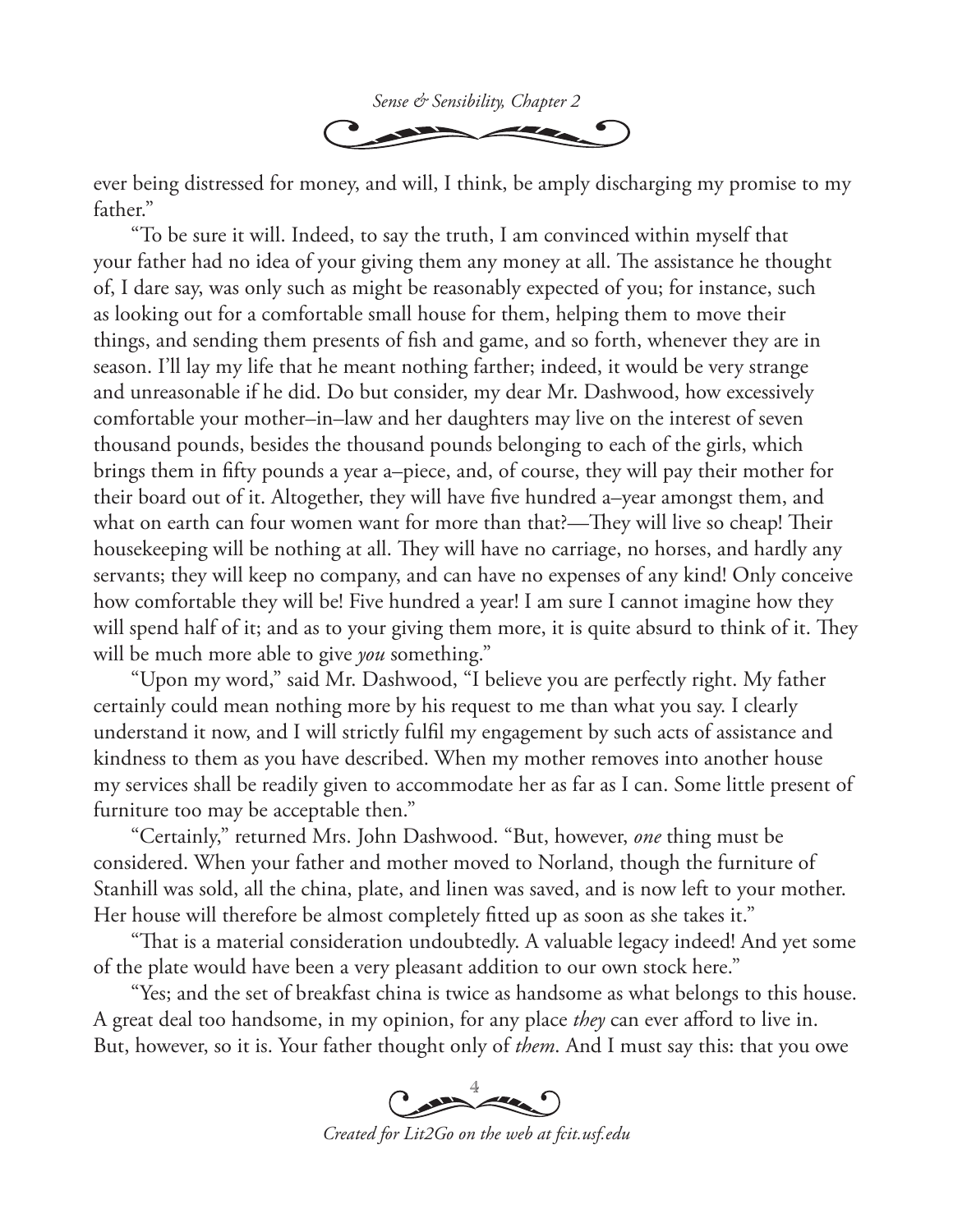ever being distressed for money, and will, I think, be amply discharging my promise to my father."

"To be sure it will. Indeed, to say the truth, I am convinced within myself that your father had no idea of your giving them any money at all. The assistance he thought of, I dare say, was only such as might be reasonably expected of you; for instance, such as looking out for a comfortable small house for them, helping them to move their things, and sending them presents of fish and game, and so forth, whenever they are in season. I'll lay my life that he meant nothing farther; indeed, it would be very strange and unreasonable if he did. Do but consider, my dear Mr. Dashwood, how excessively comfortable your mother–in–law and her daughters may live on the interest of seven thousand pounds, besides the thousand pounds belonging to each of the girls, which brings them in fifty pounds a year a–piece, and, of course, they will pay their mother for their board out of it. Altogether, they will have five hundred a–year amongst them, and what on earth can four women want for more than that?—They will live so cheap! Their housekeeping will be nothing at all. They will have no carriage, no horses, and hardly any servants; they will keep no company, and can have no expenses of any kind! Only conceive how comfortable they will be! Five hundred a year! I am sure I cannot imagine how they will spend half of it; and as to your giving them more, it is quite absurd to think of it. They will be much more able to give *you* something."

"Upon my word," said Mr. Dashwood, "I believe you are perfectly right. My father certainly could mean nothing more by his request to me than what you say. I clearly understand it now, and I will strictly fulfil my engagement by such acts of assistance and kindness to them as you have described. When my mother removes into another house my services shall be readily given to accommodate her as far as I can. Some little present of furniture too may be acceptable then."

"Certainly," returned Mrs. John Dashwood. "But, however, *one* thing must be considered. When your father and mother moved to Norland, though the furniture of Stanhill was sold, all the china, plate, and linen was saved, and is now left to your mother. Her house will therefore be almost completely fitted up as soon as she takes it."

"That is a material consideration undoubtedly. A valuable legacy indeed! And yet some of the plate would have been a very pleasant addition to our own stock here."

"Yes; and the set of breakfast china is twice as handsome as what belongs to this house. A great deal too handsome, in my opinion, for any place *they* can ever afford to live in. But, however, so it is. Your father thought only of *them*. And I must say this: that you owe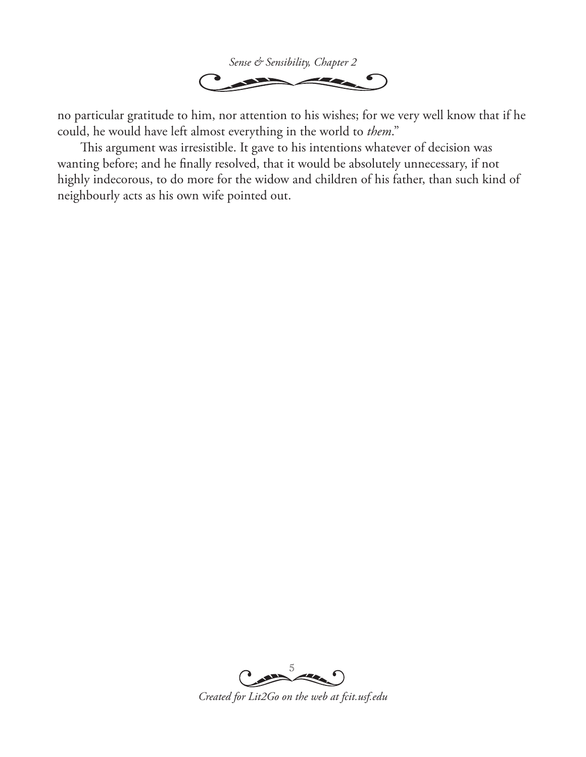no particular gratitude to him, nor attention to his wishes; for we very well know that if he could, he would have left almost everything in the world to *them*."

This argument was irresistible. It gave to his intentions whatever of decision was wanting before; and he finally resolved, that it would be absolutely unnecessary, if not highly indecorous, to do more for the widow and children of his father, than such kind of neighbourly acts as his own wife pointed out.